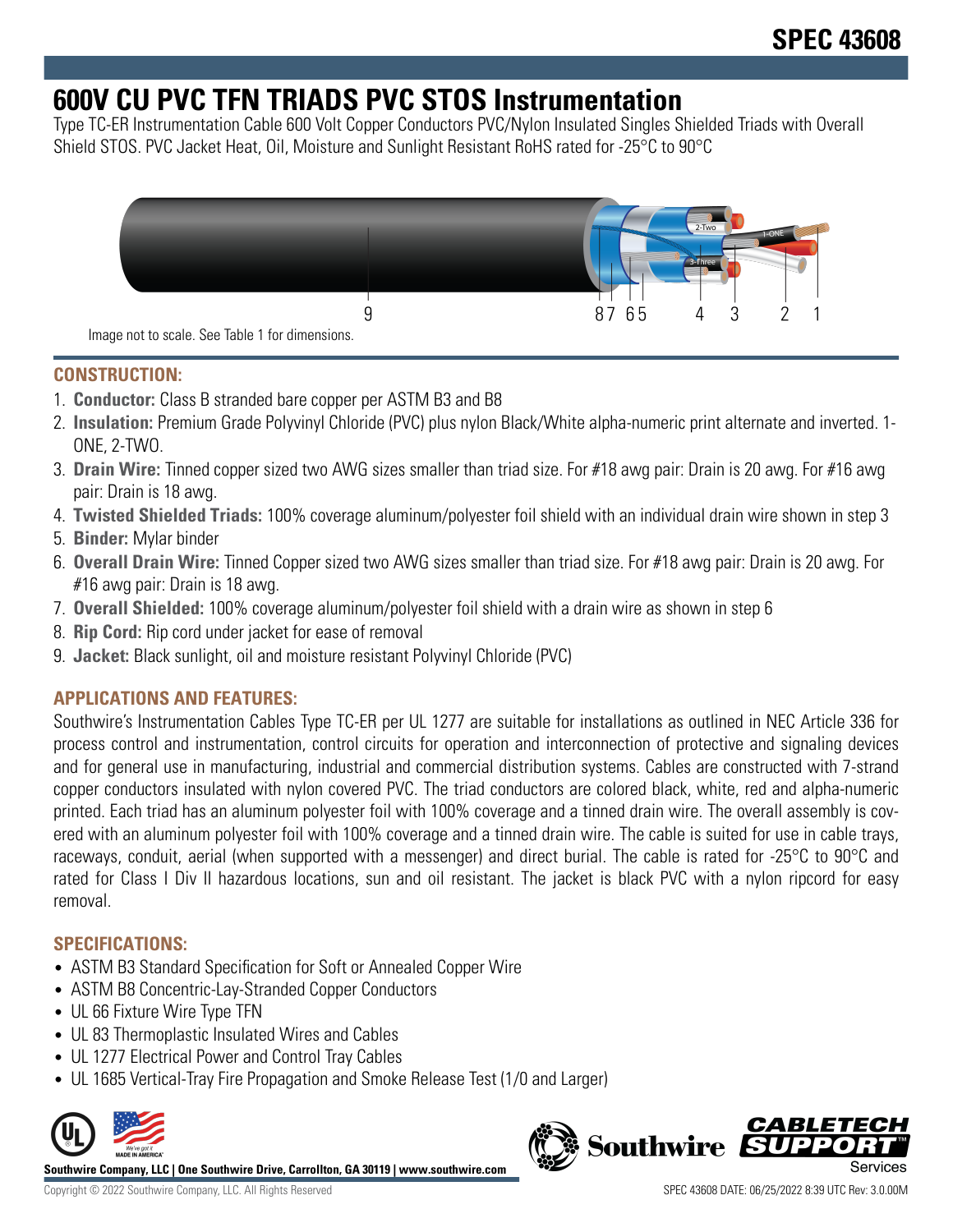# SPEC 43608

# 600V CU PVC TFN TRIADS PVC STOS Instrumentation

Type TC-ER Instrumentation Cable 600 Volt Copper Conductors PVC/Nylon Insulated Singles Shielded Triads with Overall Shield STOS. PVC Jacket Heat, Oil, Moisture and Sunlight Resistant RoHS rated for -25°C to 90°C

Image not to scale. See Table 1 for dimensions.

## CONSTRUCTION:

1. **Conductor:** Class B stranded bare copper per ASTM B3 and B8
2. **Insulation:** Premium Grade Polyvinyl Chloride (PVC) plus nylon Black/White alpha-numeric print alternate and inverted. 1-ONE, 2-TWO.
3. **Drain Wire:** Tinned copper sized two AWG sizes smaller than triad size. For #18 awg pair: Drain is 20 awg. For #16 awg pair: Drain is 18 awg.
4. **Twisted Shielded Triads:** 100% coverage aluminum/polyester foil shield with an individual drain wire shown in step 3
5. **Binder:** Mylar binder
6. **Overall Drain Wire:** Tinned Copper sized two AWG sizes smaller than triad size. For #18 awg pair: Drain is 20 awg. For #16 awg pair: Drain is 18 awg.
7. **Overall Shielded:** 100% coverage aluminum/polyester foil shield with a drain wire as shown in step 6
8. **Rip Cord:** Rip cord under jacket for ease of removal
9. **Jacket:** Black sunlight, oil and moisture resistant Polyvinyl Chloride (PVC)

## APPLICATIONS AND FEATURES:

Southwire's Instrumentation Cables Type TC-ER per UL 1277 are suitable for installations as outlined in NEC Article 336 for process control and instrumentation, control circuits for operation and interconnection of protective and signaling devices and for general use in manufacturing, industrial and commercial distribution systems. Cables are constructed with 7-strand copper conductors insulated with nylon covered PVC. The triad conductors are colored black, white, red and alpha-numeric printed. Each triad has an aluminum polyester foil with 100% coverage and a tinned drain wire. The overall assembly is covered with an aluminum polyester foil with 100% coverage and a tinned drain wire. The cable is suited for use in cable trays, raceways, conduit, aerial (when supported with a messenger) and direct burial. The cable is rated for -25°C to 90°C and rated for Class I Div II hazardous locations, sun and oil resistant. The jacket is black PVC with a nylon ripcord for easy removal.

## SPECIFICATIONS:

- ASTM B3 Standard Specification for Soft or Annealed Copper Wire
- ASTM B8 Concentric-Lay-Stranded Copper Conductors
- UL 66 Fixture Wire Type TFN
- UL 83 Thermoplastic Insulated Wires and Cables
- UL 1277 Electrical Power and Control Tray Cables
- UL 1685 Vertical-Tray Fire Propagation and Smoke Release Test (1/0 and Larger)

**Southwire Company, LLC | One Southwire Drive, Carrollton, GA 30119 | www.southwire.com**

Copyright © 2022 Southwire Company, LLC. All Rights Reserved

SPEC 43608 DATE: 06/25/2022 8:39 UTC Rev: 3.0.00M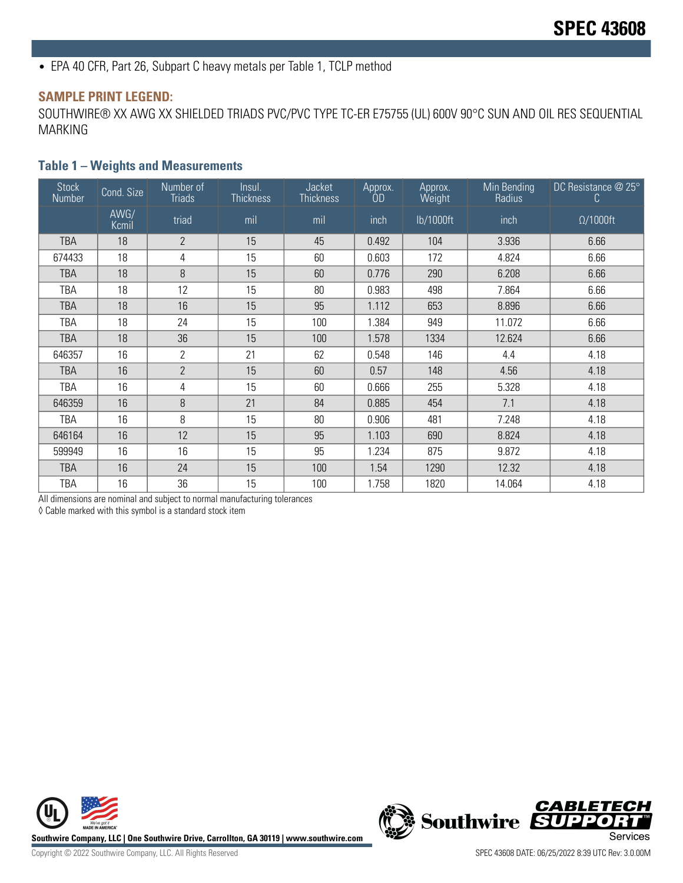- EPA 40 CFR, Part 26, Subpart C heavy metals per Table 1, TCLP method

### SAMPLE PRINT LEGEND:

SOUTHWIRE® XX AWG XX SHIELDED TRIADS PVC/PVC TYPE TC-ER E75755 (UL) 600V 90°C SUN AND OIL RES SEQUENTIAL MARKING

### Table 1 – Weights and Measurements

| Stock Number | Cond. Size | Number of Triads | Insul. Thickness | Jacket Thickness | Approx. OD | Approx. Weight | Min Bending Radius | DC Resistance @ 25° C |
|---|---|---|---|---|---|---|---|---|
| | AWG/ Kcmil | triad | mil | mil | inch | lb/1000ft | inch | Ω/1000ft |
| TBA | 18 | 2 | 15 | 45 | 0.492 | 104 | 3.936 | 6.66 |
| 674433 | 18 | 4 | 15 | 60 | 0.603 | 172 | 4.824 | 6.66 |
| TBA | 18 | 8 | 15 | 60 | 0.776 | 290 | 6.208 | 6.66 |
| TBA | 18 | 12 | 15 | 80 | 0.983 | 498 | 7.864 | 6.66 |
| TBA | 18 | 16 | 15 | 95 | 1.112 | 653 | 8.896 | 6.66 |
| TBA | 18 | 24 | 15 | 100 | 1.384 | 949 | 11.072 | 6.66 |
| TBA | 18 | 36 | 15 | 100 | 1.578 | 1334 | 12.624 | 6.66 |
| 646357 | 16 | 2 | 21 | 62 | 0.548 | 146 | 4.4 | 4.18 |
| TBA | 16 | 2 | 15 | 60 | 0.57 | 148 | 4.56 | 4.18 |
| TBA | 16 | 4 | 15 | 60 | 0.666 | 255 | 5.328 | 4.18 |
| 646359 | 16 | 8 | 21 | 84 | 0.885 | 454 | 7.1 | 4.18 |
| TBA | 16 | 8 | 15 | 80 | 0.906 | 481 | 7.248 | 4.18 |
| 646164 | 16 | 12 | 15 | 95 | 1.103 | 690 | 8.824 | 4.18 |
| 599949 | 16 | 16 | 15 | 95 | 1.234 | 875 | 9.872 | 4.18 |
| TBA | 16 | 24 | 15 | 100 | 1.54 | 1290 | 12.32 | 4.18 |
| TBA | 16 | 36 | 15 | 100 | 1.758 | 1820 | 14.064 | 4.18 |

All dimensions are nominal and subject to normal manufacturing tolerances

◊ Cable marked with this symbol is a standard stock item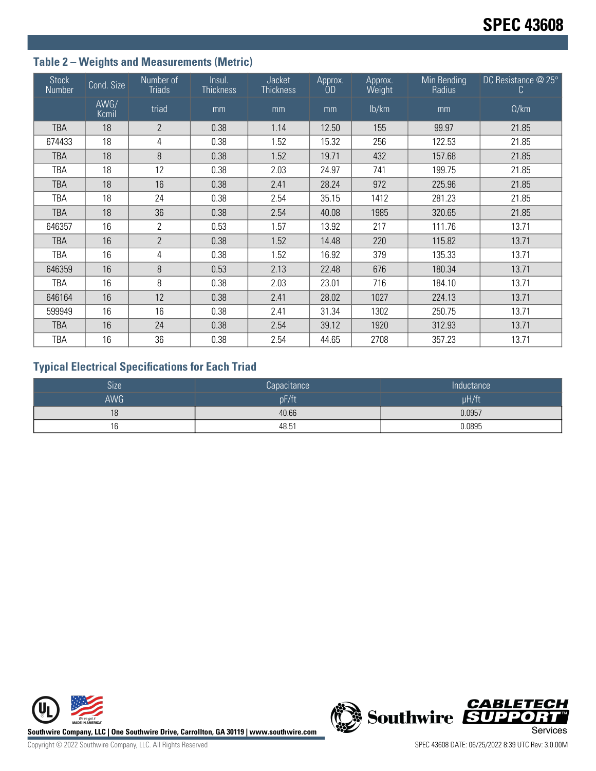## Table 2 – Weights and Measurements (Metric)

| Stock Number | Cond. Size | Number of Triads | Insul. Thickness | Jacket Thickness | Approx. OD | Approx. Weight | Min Bending Radius | DC Resistance @ 25° C |
|---|---|---|---|---|---|---|---|---|
| | AWG/ Kcmil | triad | mm | mm | mm | lb/km | mm | Ω/km |
| TBA | 18 | 2 | 0.38 | 1.14 | 12.50 | 155 | 99.97 | 21.85 |
| 674433 | 18 | 4 | 0.38 | 1.52 | 15.32 | 256 | 122.53 | 21.85 |
| TBA | 18 | 8 | 0.38 | 1.52 | 19.71 | 432 | 157.68 | 21.85 |
| TBA | 18 | 12 | 0.38 | 2.03 | 24.97 | 741 | 199.75 | 21.85 |
| TBA | 18 | 16 | 0.38 | 2.41 | 28.24 | 972 | 225.96 | 21.85 |
| TBA | 18 | 24 | 0.38 | 2.54 | 35.15 | 1412 | 281.23 | 21.85 |
| TBA | 18 | 36 | 0.38 | 2.54 | 40.08 | 1985 | 320.65 | 21.85 |
| 646357 | 16 | 2 | 0.53 | 1.57 | 13.92 | 217 | 111.76 | 13.71 |
| TBA | 16 | 2 | 0.38 | 1.52 | 14.48 | 220 | 115.82 | 13.71 |
| TBA | 16 | 4 | 0.38 | 1.52 | 16.92 | 379 | 135.33 | 13.71 |
| 646359 | 16 | 8 | 0.53 | 2.13 | 22.48 | 676 | 180.34 | 13.71 |
| TBA | 16 | 8 | 0.38 | 2.03 | 23.01 | 716 | 184.10 | 13.71 |
| 646164 | 16 | 12 | 0.38 | 2.41 | 28.02 | 1027 | 224.13 | 13.71 |
| 599949 | 16 | 16 | 0.38 | 2.41 | 31.34 | 1302 | 250.75 | 13.71 |
| TBA | 16 | 24 | 0.38 | 2.54 | 39.12 | 1920 | 312.93 | 13.71 |
| TBA | 16 | 36 | 0.38 | 2.54 | 44.65 | 2708 | 357.23 | 13.71 |

## Typical Electrical Specifications for Each Triad

| Size | Capacitance | Inductance |
|---|---|---|
| AWG | pF/ft | μH/ft |
| 18 | 40.66 | 0.0957 |
| 16 | 48.51 | 0.0895 |

Southwire Company, LLC | One Southwire Drive, Carrollton, GA 30119 | www.southwire.com

Copyright © 2022 Southwire Company, LLC. All Rights Reserved

SPEC 43608 DATE: 06/25/2022 8:39 UTC Rev: 3.0.00M